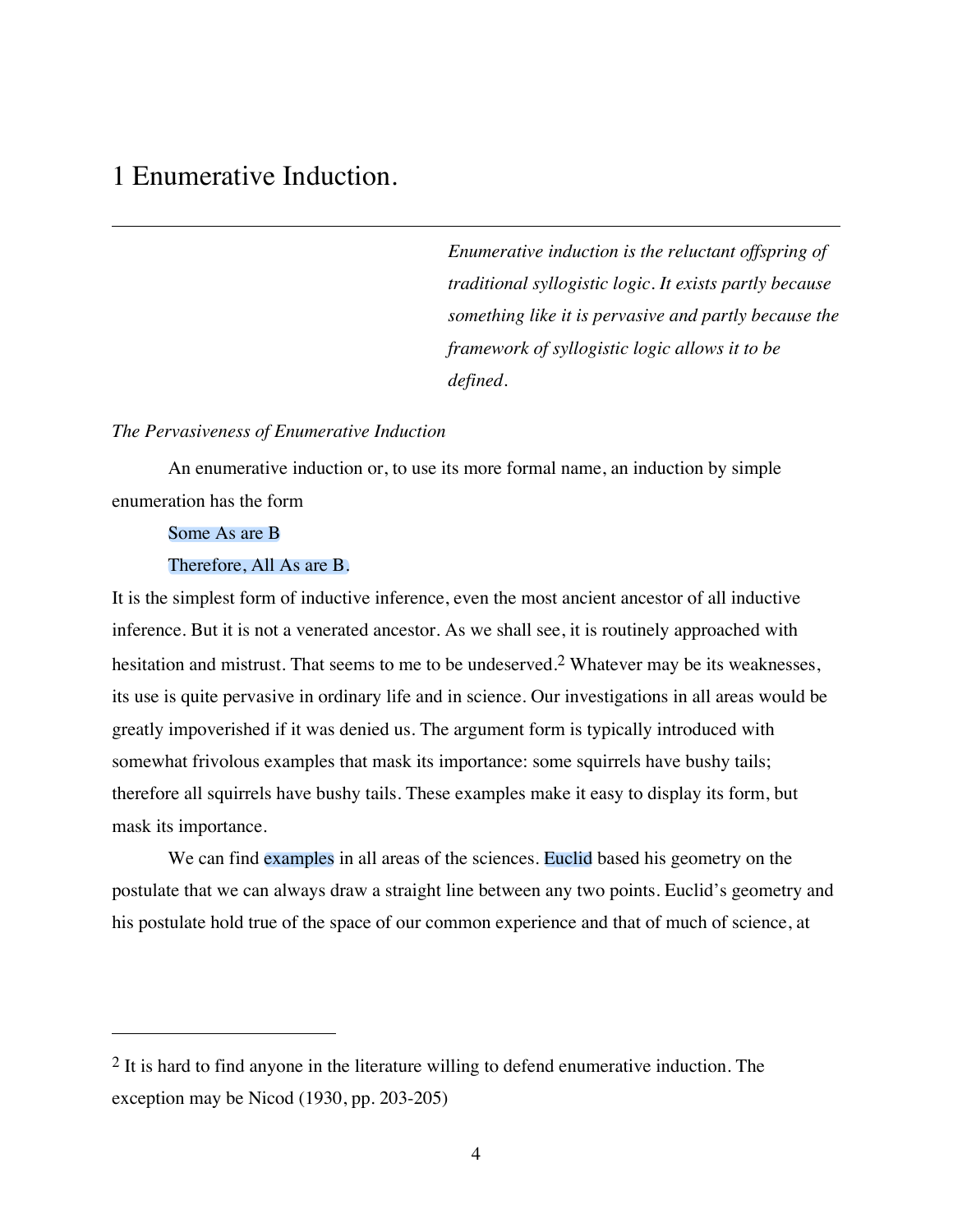# 1 Enumerative Induction.

---

*Enumerative induction is the reluctant offspring of traditional syllogistic logic. It exists partly because something like it is pervasive and partly because the framework of syllogistic logic allows it to be defined.*

*The Pervasiveness of Enumerative Induction*

An enumerative induction or, to use its more formal name, an induction by simple enumeration has the form

Some As are B

Therefore, All As are B.

It is the simplest form of inductive inference, even the most ancient ancestor of all inductive inference. But it is not a venerated ancestor. As we shall see, it is routinely approached with hesitation and mistrust. That seems to me to be undeserved.[2] Whatever may be its weaknesses, its use is quite pervasive in ordinary life and in science. Our investigations in all areas would be greatly impoverished if it was denied us. The argument form is typically introduced with somewhat frivolous examples that mask its importance: some squirrels have bushy tails; therefore all squirrels have bushy tails. These examples make it easy to display its form, but mask its importance.

We can find examples in all areas of the sciences. Euclid based his geometry on the postulate that we can always draw a straight line between any two points. Euclid's geometry and his postulate hold true of the space of our common experience and that of much of science, at

---

[2] It is hard to find anyone in the literature willing to defend enumerative induction. The exception may be Nicod (1930, pp. 203-205)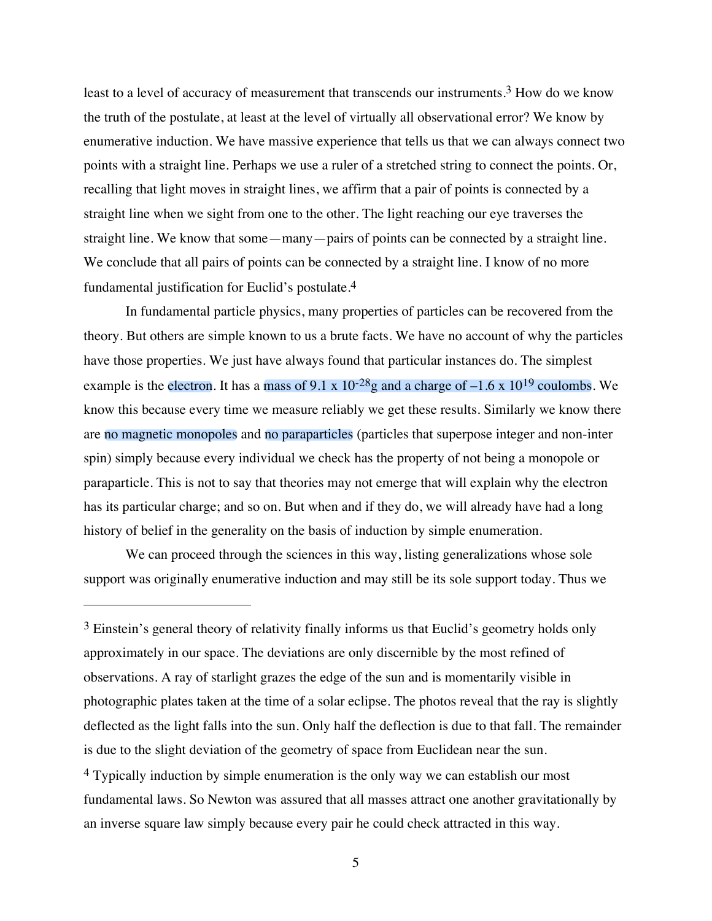least to a level of accuracy of measurement that transcends our instruments.[3] How do we know the truth of the postulate, at least at the level of virtually all observational error? We know by enumerative induction. We have massive experience that tells us that we can always connect two points with a straight line. Perhaps we use a ruler of a stretched string to connect the points. Or, recalling that light moves in straight lines, we affirm that a pair of points is connected by a straight line when we sight from one to the other. The light reaching our eye traverses the straight line. We know that some—many—pairs of points can be connected by a straight line. We conclude that all pairs of points can be connected by a straight line. I know of no more fundamental justification for Euclid's postulate.[4]

In fundamental particle physics, many properties of particles can be recovered from the theory. But others are simple known to us a brute facts. We have no account of why the particles have those properties. We just have always found that particular instances do. The simplest example is the electron. It has a mass of 9.1 x $10^{-28}$g and a charge of –1.6 x $10^{19}$ coulombs. We know this because every time we measure reliably we get these results. Similarly we know there are no magnetic monopoles and no paraparticles (particles that superpose integer and non-inter spin) simply because every individual we check has the property of not being a monopole or paraparticle. This is not to say that theories may not emerge that will explain why the electron has its particular charge; and so on. But when and if they do, we will already have had a long history of belief in the generality on the basis of induction by simple enumeration.

We can proceed through the sciences in this way, listing generalizations whose sole support was originally enumerative induction and may still be its sole support today. Thus we

---

[3] Einstein's general theory of relativity finally informs us that Euclid's geometry holds only approximately in our space. The deviations are only discernible by the most refined of observations. A ray of starlight grazes the edge of the sun and is momentarily visible in photographic plates taken at the time of a solar eclipse. The photos reveal that the ray is slightly deflected as the light falls into the sun. Only half the deflection is due to that fall. The remainder is due to the slight deviation of the geometry of space from Euclidean near the sun.

[4] Typically induction by simple enumeration is the only way we can establish our most fundamental laws. So Newton was assured that all masses attract one another gravitationally by an inverse square law simply because every pair he could check attracted in this way.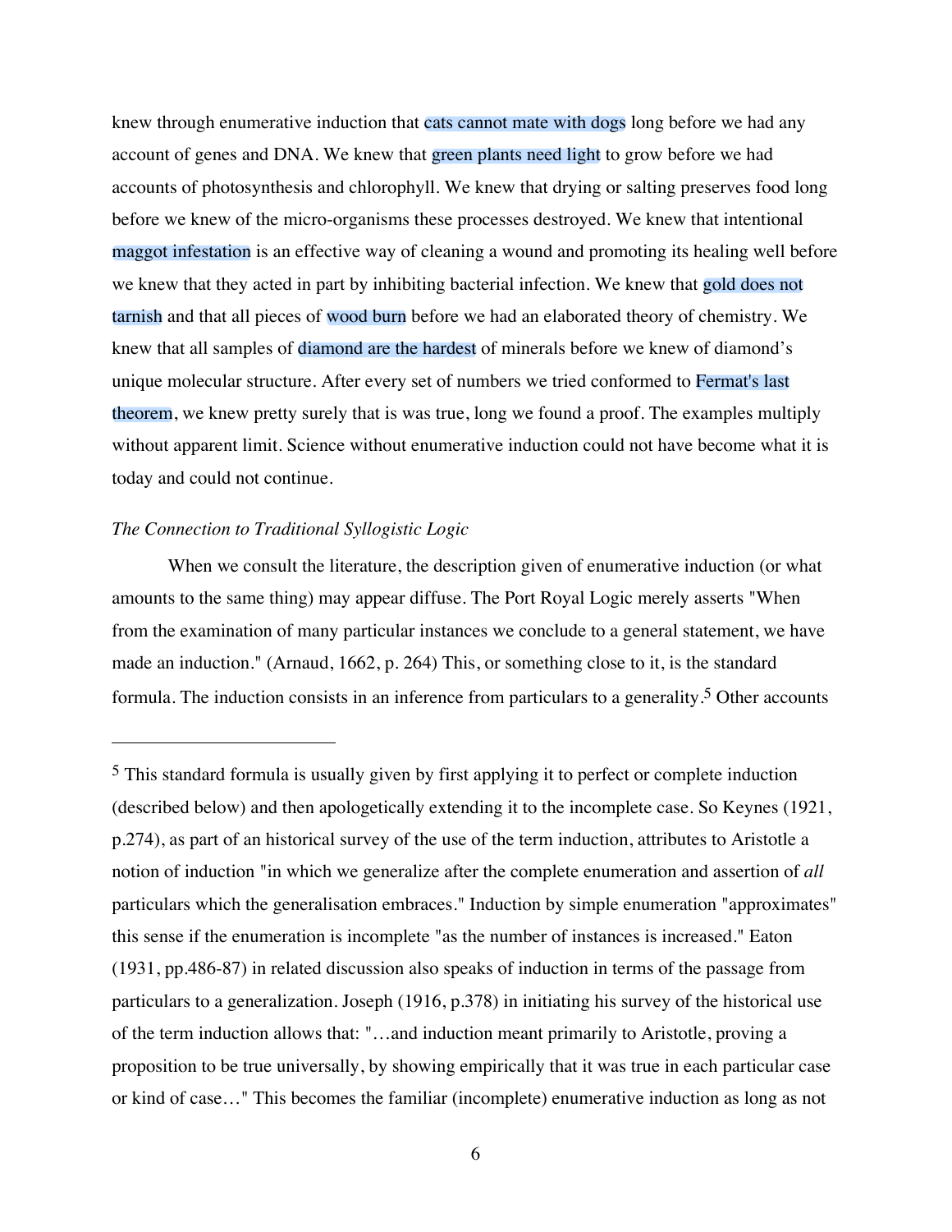knew through enumerative induction that cats cannot mate with dogs long before we had any account of genes and DNA. We knew that green plants need light to grow before we had accounts of photosynthesis and chlorophyll. We knew that drying or salting preserves food long before we knew of the micro-organisms these processes destroyed. We knew that intentional maggot infestation is an effective way of cleaning a wound and promoting its healing well before we knew that they acted in part by inhibiting bacterial infection. We knew that gold does not tarnish and that all pieces of wood burn before we had an elaborated theory of chemistry. We knew that all samples of diamond are the hardest of minerals before we knew of diamond's unique molecular structure. After every set of numbers we tried conformed to Fermat's last theorem, we knew pretty surely that is was true, long we found a proof. The examples multiply without apparent limit. Science without enumerative induction could not have become what it is today and could not continue.

*The Connection to Traditional Syllogistic Logic*

When we consult the literature, the description given of enumerative induction (or what amounts to the same thing) may appear diffuse. The Port Royal Logic merely asserts "When from the examination of many particular instances we conclude to a general statement, we have made an induction." (Arnaud, 1662, p. 264) This, or something close to it, is the standard formula. The induction consists in an inference from particulars to a generality.[5] Other accounts

---

[5] This standard formula is usually given by first applying it to perfect or complete induction (described below) and then apologetically extending it to the incomplete case. So Keynes (1921, p.274), as part of an historical survey of the use of the term induction, attributes to Aristotle a notion of induction "in which we generalize after the complete enumeration and assertion of *all* particulars which the generalisation embraces." Induction by simple enumeration "approximates" this sense if the enumeration is incomplete "as the number of instances is increased." Eaton (1931, pp.486-87) in related discussion also speaks of induction in terms of the passage from particulars to a generalization. Joseph (1916, p.378) in initiating his survey of the historical use of the term induction allows that: "…and induction meant primarily to Aristotle, proving a proposition to be true universally, by showing empirically that it was true in each particular case or kind of case…" This becomes the familiar (incomplete) enumerative induction as long as not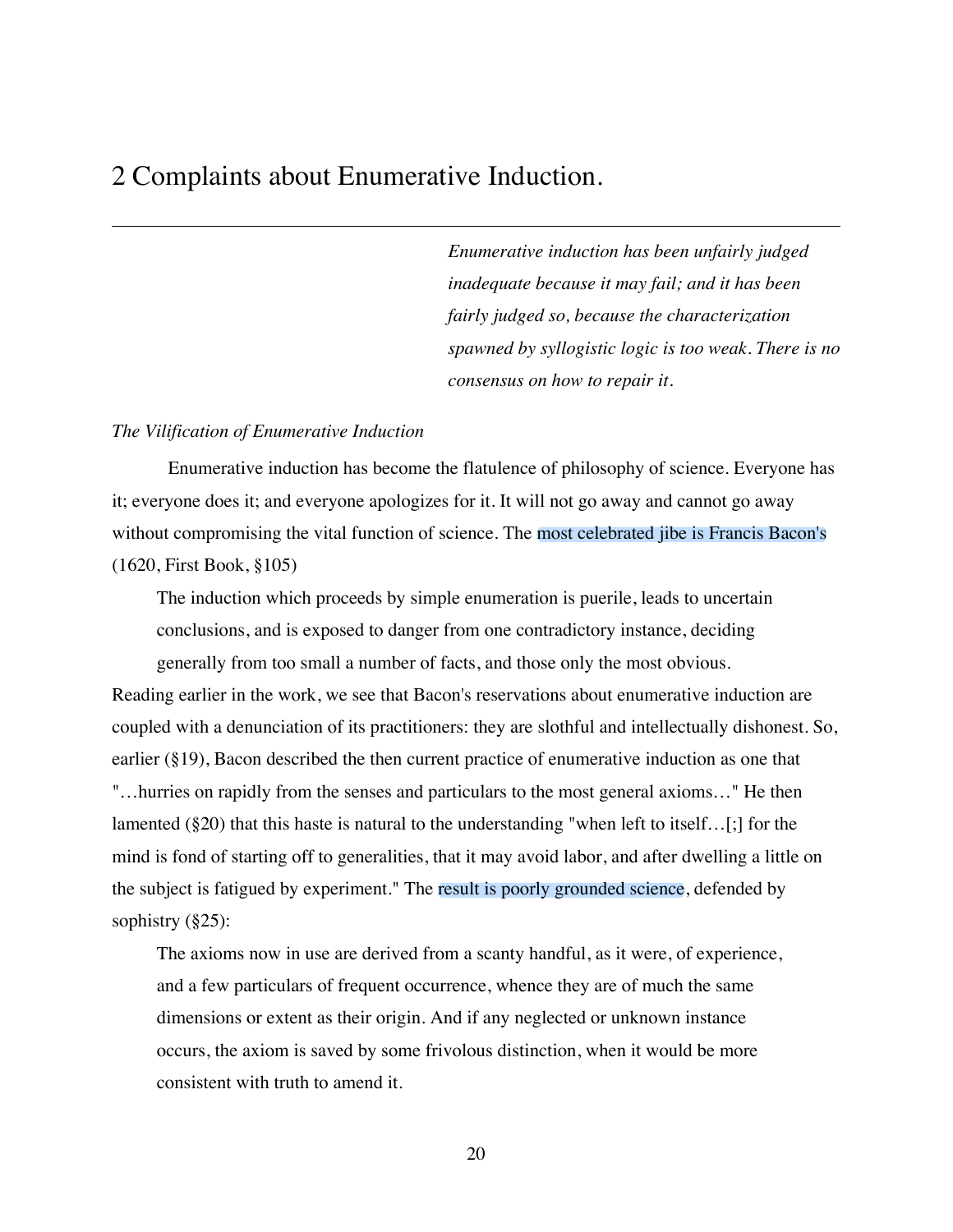# 2 Complaints about Enumerative Induction.

---

*Enumerative induction has been unfairly judged inadequate because it may fail; and it has been fairly judged so, because the characterization spawned by syllogistic logic is too weak. There is no consensus on how to repair it.*

*The Vilification of Enumerative Induction*

Enumerative induction has become the flatulence of philosophy of science. Everyone has it; everyone does it; and everyone apologizes for it. It will not go away and cannot go away without compromising the vital function of science. The most celebrated jibe is Francis Bacon's (1620, First Book, §105)

> The induction which proceeds by simple enumeration is puerile, leads to uncertain conclusions, and is exposed to danger from one contradictory instance, deciding generally from too small a number of facts, and those only the most obvious.

Reading earlier in the work, we see that Bacon's reservations about enumerative induction are coupled with a denunciation of its practitioners: they are slothful and intellectually dishonest. So, earlier (§19), Bacon described the then current practice of enumerative induction as one that "…hurries on rapidly from the senses and particulars to the most general axioms…" He then lamented (§20) that this haste is natural to the understanding "when left to itself…[;] for the mind is fond of starting off to generalities, that it may avoid labor, and after dwelling a little on the subject is fatigued by experiment." The result is poorly grounded science, defended by sophistry (§25):

> The axioms now in use are derived from a scanty handful, as it were, of experience, and a few particulars of frequent occurrence, whence they are of much the same dimensions or extent as their origin. And if any neglected or unknown instance occurs, the axiom is saved by some frivolous distinction, when it would be more consistent with truth to amend it.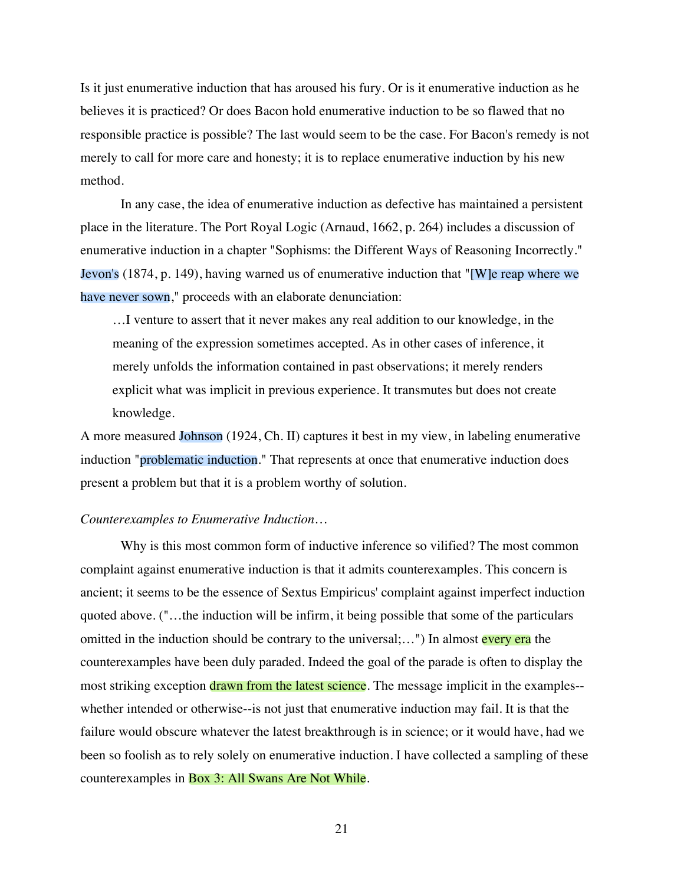Is it just enumerative induction that has aroused his fury. Or is it enumerative induction as he believes it is practiced? Or does Bacon hold enumerative induction to be so flawed that no responsible practice is possible? The last would seem to be the case. For Bacon's remedy is not merely to call for more care and honesty; it is to replace enumerative induction by his new method.

In any case, the idea of enumerative induction as defective has maintained a persistent place in the literature. The Port Royal Logic (Arnaud, 1662, p. 264) includes a discussion of enumerative induction in a chapter "Sophisms: the Different Ways of Reasoning Incorrectly." Jevon's (1874, p. 149), having warned us of enumerative induction that "[W]e reap where we have never sown," proceeds with an elaborate denunciation:

> …I venture to assert that it never makes any real addition to our knowledge, in the meaning of the expression sometimes accepted. As in other cases of inference, it merely unfolds the information contained in past observations; it merely renders explicit what was implicit in previous experience. It transmutes but does not create knowledge.

A more measured Johnson (1924, Ch. II) captures it best in my view, in labeling enumerative induction "problematic induction." That represents at once that enumerative induction does present a problem but that it is a problem worthy of solution.

*Counterexamples to Enumerative Induction…*

Why is this most common form of inductive inference so vilified? The most common complaint against enumerative induction is that it admits counterexamples. This concern is ancient; it seems to be the essence of Sextus Empiricus' complaint against imperfect induction quoted above. ("…the induction will be infirm, it being possible that some of the particulars omitted in the induction should be contrary to the universal;…") In almost every era the counterexamples have been duly paraded. Indeed the goal of the parade is often to display the most striking exception drawn from the latest science. The message implicit in the examples--whether intended or otherwise--is not just that enumerative induction may fail. It is that the failure would obscure whatever the latest breakthrough is in science; or it would have, had we been so foolish as to rely solely on enumerative induction. I have collected a sampling of these counterexamples in Box 3: All Swans Are Not While.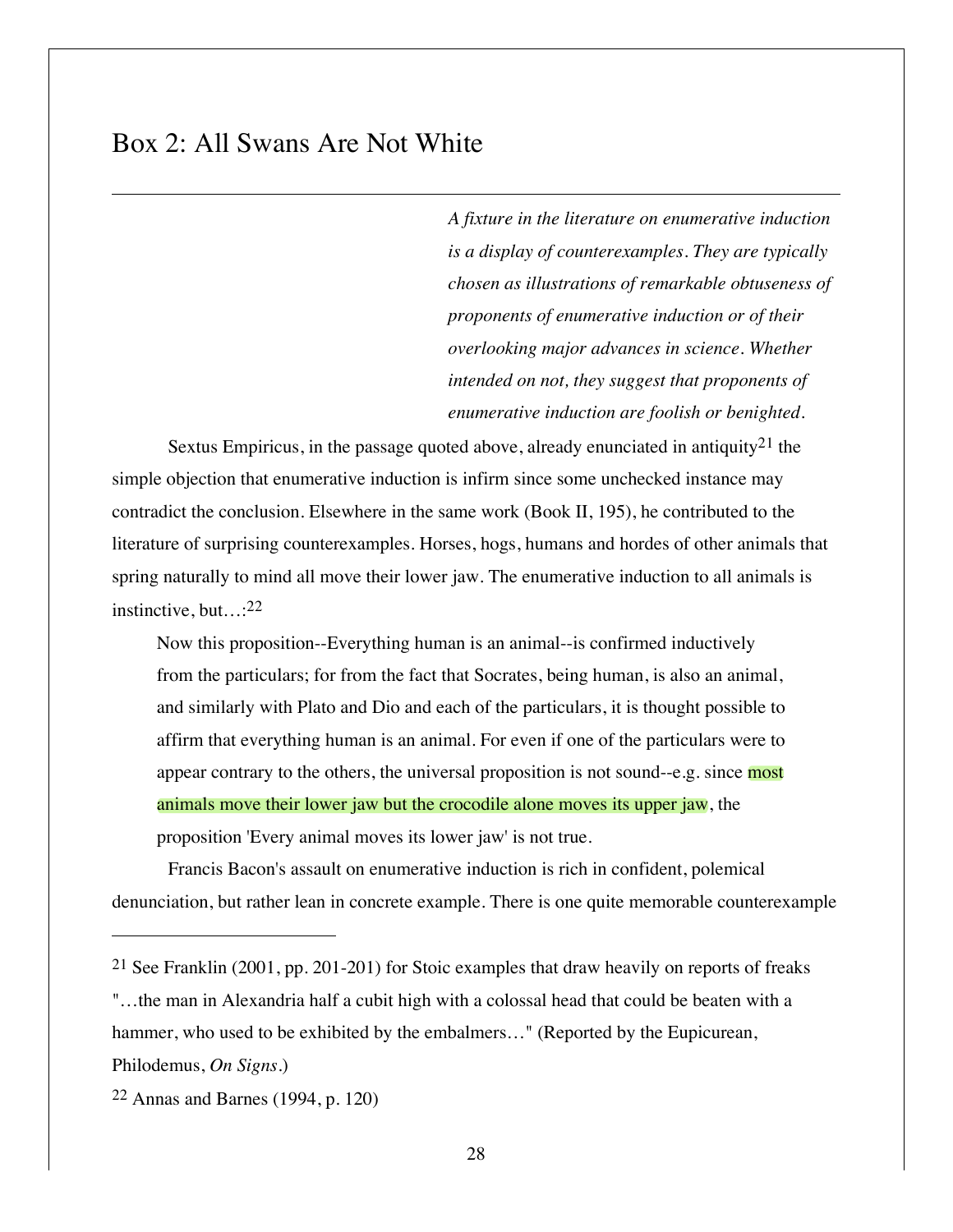## Box 2: All Swans Are Not White

*A fixture in the literature on enumerative induction is a display of counterexamples. They are typically chosen as illustrations of remarkable obtuseness of proponents of enumerative induction or of their overlooking major advances in science. Whether intended on not, they suggest that proponents of enumerative induction are foolish or benighted.*

Sextus Empiricus, in the passage quoted above, already enunciated in antiquity[21] the simple objection that enumerative induction is infirm since some unchecked instance may contradict the conclusion. Elsewhere in the same work (Book II, 195), he contributed to the literature of surprising counterexamples. Horses, hogs, humans and hordes of other animals that spring naturally to mind all move their lower jaw. The enumerative induction to all animals is instinctive, but…:[22]

> Now this proposition--Everything human is an animal--is confirmed inductively from the particulars; for from the fact that Socrates, being human, is also an animal, and similarly with Plato and Dio and each of the particulars, it is thought possible to affirm that everything human is an animal. For even if one of the particulars were to appear contrary to the others, the universal proposition is not sound--e.g. since most animals move their lower jaw but the crocodile alone moves its upper jaw, the proposition 'Every animal moves its lower jaw' is not true.

Francis Bacon's assault on enumerative induction is rich in confident, polemical denunciation, but rather lean in concrete example. There is one quite memorable counterexample

---

[21] See Franklin (2001, pp. 201-201) for Stoic examples that draw heavily on reports of freaks "…the man in Alexandria half a cubit high with a colossal head that could be beaten with a hammer, who used to be exhibited by the embalmers…" (Reported by the Eupicurean, Philodemus, *On Signs*.)

[22] Annas and Barnes (1994, p. 120)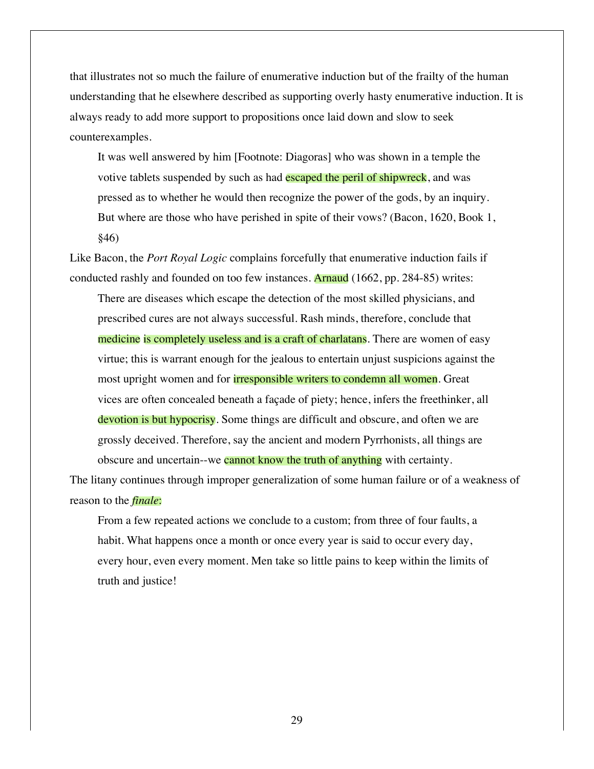that illustrates not so much the failure of enumerative induction but of the frailty of the human understanding that he elsewhere described as supporting overly hasty enumerative induction. It is always ready to add more support to propositions once laid down and slow to seek counterexamples.

> It was well answered by him [Footnote: Diagoras] who was shown in a temple the votive tablets suspended by such as had escaped the peril of shipwreck, and was pressed as to whether he would then recognize the power of the gods, by an inquiry. But where are those who have perished in spite of their vows? (Bacon, 1620, Book 1, §46)

Like Bacon, the *Port Royal Logic* complains forcefully that enumerative induction fails if conducted rashly and founded on too few instances. Arnaud (1662, pp. 284-85) writes:

> There are diseases which escape the detection of the most skilled physicians, and prescribed cures are not always successful. Rash minds, therefore, conclude that medicine is completely useless and is a craft of charlatans. There are women of easy virtue; this is warrant enough for the jealous to entertain unjust suspicions against the most upright women and for irresponsible writers to condemn all women. Great vices are often concealed beneath a façade of piety; hence, infers the freethinker, all devotion is but hypocrisy. Some things are difficult and obscure, and often we are grossly deceived. Therefore, say the ancient and modern Pyrrhonists, all things are obscure and uncertain--we cannot know the truth of anything with certainty.

The litany continues through improper generalization of some human failure or of a weakness of reason to the *finale*:

> From a few repeated actions we conclude to a custom; from three of four faults, a habit. What happens once a month or once every year is said to occur every day, every hour, even every moment. Men take so little pains to keep within the limits of truth and justice!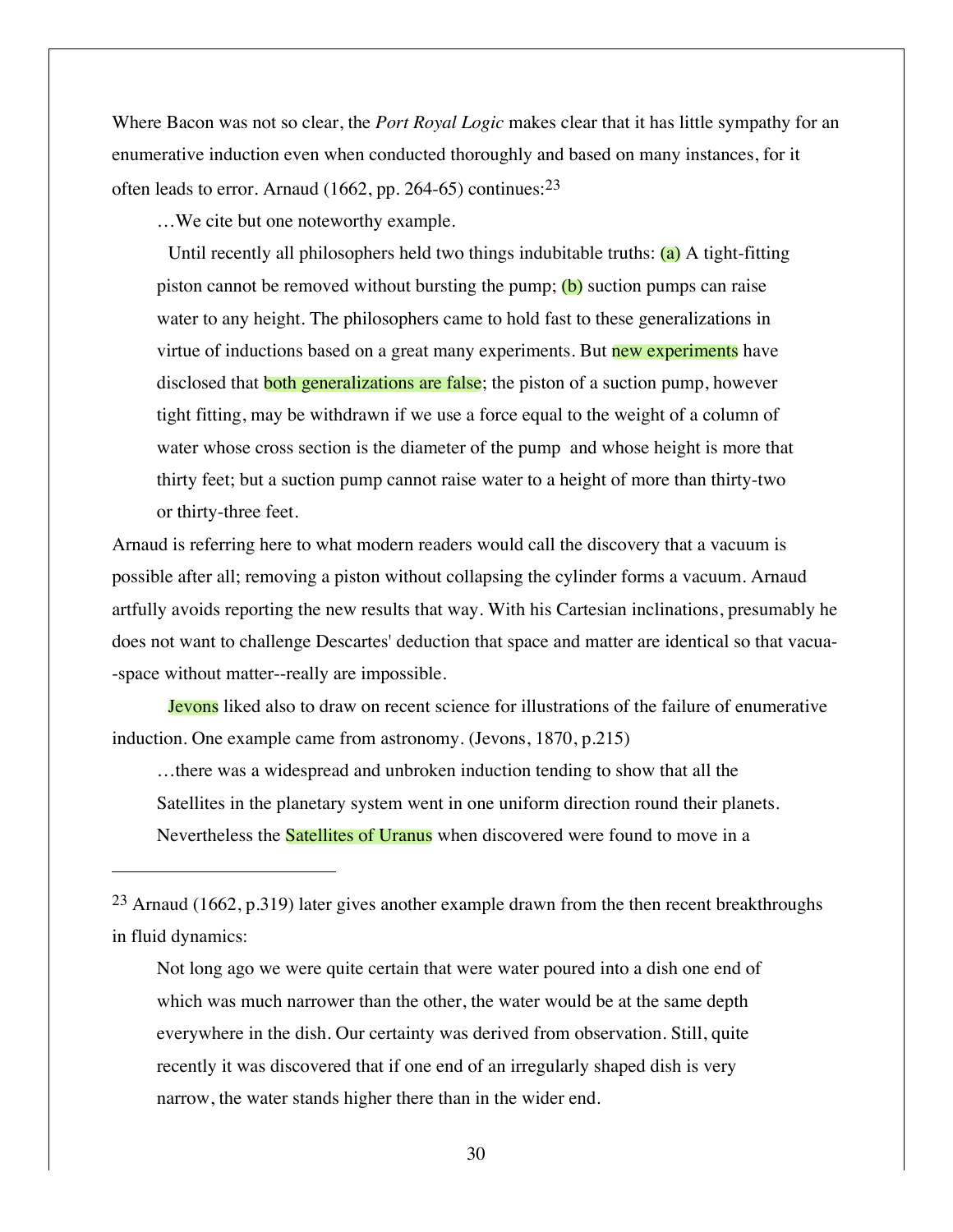Where Bacon was not so clear, the *Port Royal Logic* makes clear that it has little sympathy for an enumerative induction even when conducted thoroughly and based on many instances, for it often leads to error. Arnaud (1662, pp. 264-65) continues:[23]

> …We cite but one noteworthy example.
>
> Until recently all philosophers held two things indubitable truths: (a) A tight-fitting piston cannot be removed without bursting the pump; (b) suction pumps can raise water to any height. The philosophers came to hold fast to these generalizations in virtue of inductions based on a great many experiments. But new experiments have disclosed that both generalizations are false; the piston of a suction pump, however tight fitting, may be withdrawn if we use a force equal to the weight of a column of water whose cross section is the diameter of the pump and whose height is more that thirty feet; but a suction pump cannot raise water to a height of more than thirty-two or thirty-three feet.

Arnaud is referring here to what modern readers would call the discovery that a vacuum is possible after all; removing a piston without collapsing the cylinder forms a vacuum. Arnaud artfully avoids reporting the new results that way. With his Cartesian inclinations, presumably he does not want to challenge Descartes' deduction that space and matter are identical so that vacua--space without matter--really are impossible.

Jevons liked also to draw on recent science for illustrations of the failure of enumerative induction. One example came from astronomy. (Jevons, 1870, p.215)

> …there was a widespread and unbroken induction tending to show that all the Satellites in the planetary system went in one uniform direction round their planets. Nevertheless the Satellites of Uranus when discovered were found to move in a

---

[23] Arnaud (1662, p.319) later gives another example drawn from the then recent breakthroughs in fluid dynamics:

> Not long ago we were quite certain that were water poured into a dish one end of which was much narrower than the other, the water would be at the same depth everywhere in the dish. Our certainty was derived from observation. Still, quite recently it was discovered that if one end of an irregularly shaped dish is very narrow, the water stands higher there than in the wider end.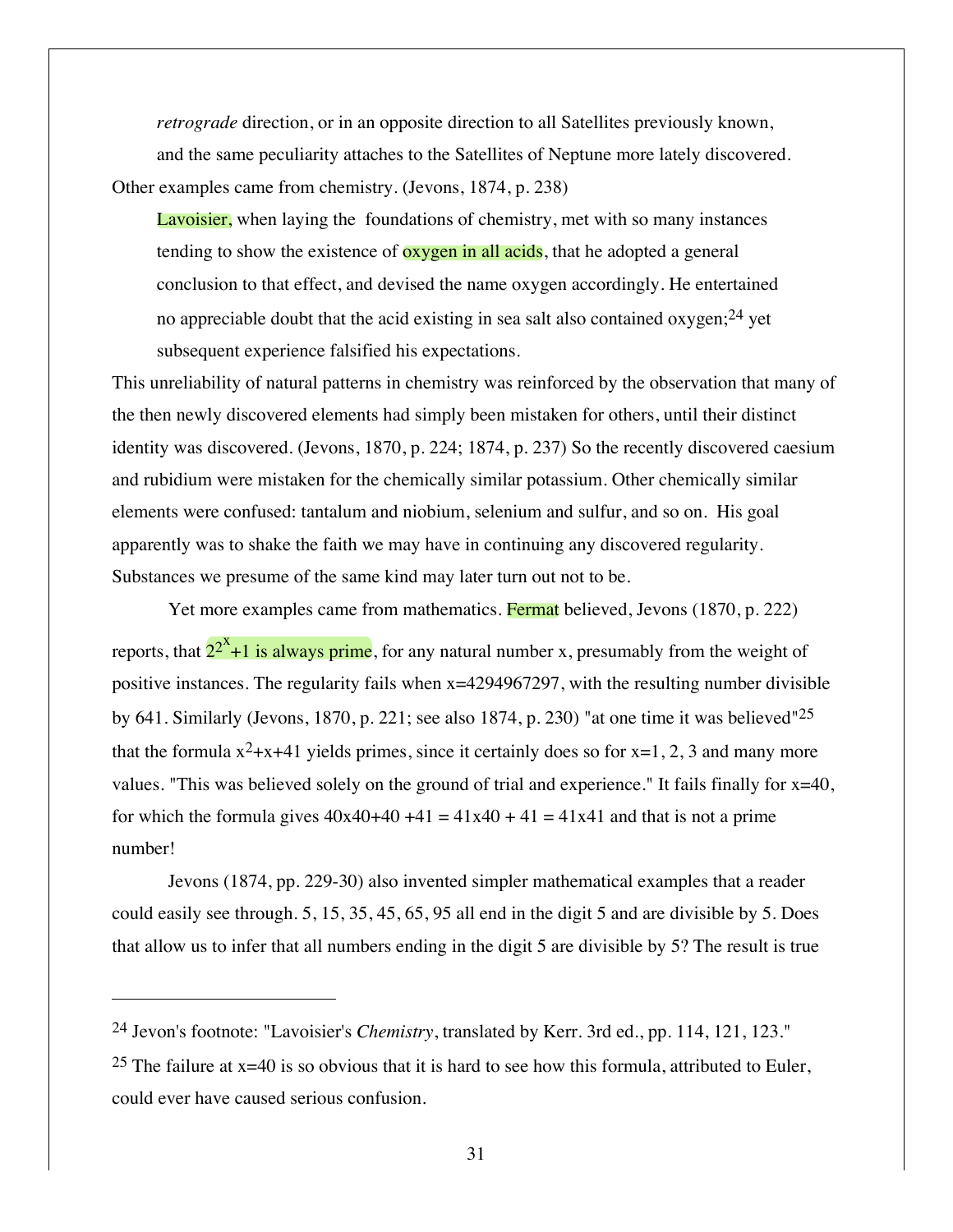> *retrograde* direction, or in an opposite direction to all Satellites previously known, and the same peculiarity attaches to the Satellites of Neptune more lately discovered.

Other examples came from chemistry. (Jevons, 1874, p. 238)

> Lavoisier, when laying the foundations of chemistry, met with so many instances tending to show the existence of oxygen in all acids, that he adopted a general conclusion to that effect, and devised the name oxygen accordingly. He entertained no appreciable doubt that the acid existing in sea salt also contained oxygen;[24] yet subsequent experience falsified his expectations.

This unreliability of natural patterns in chemistry was reinforced by the observation that many of the then newly discovered elements had simply been mistaken for others, until their distinct identity was discovered. (Jevons, 1870, p. 224; 1874, p. 237) So the recently discovered caesium and rubidium were mistaken for the chemically similar potassium. Other chemically similar elements were confused: tantalum and niobium, selenium and sulfur, and so on. His goal apparently was to shake the faith we may have in continuing any discovered regularity. Substances we presume of the same kind may later turn out not to be.

Yet more examples came from mathematics. Fermat believed, Jevons (1870, p. 222) reports, that $2^{2^x}+1$ is always prime, for any natural number x, presumably from the weight of positive instances. The regularity fails when x=4294967297, with the resulting number divisible by 641. Similarly (Jevons, 1870, p. 221; see also 1874, p. 230) "at one time it was believed"[25] that the formula $x^2+x+41$ yields primes, since it certainly does so for x=1, 2, 3 and many more values. "This was believed solely on the ground of trial and experience." It fails finally for x=40, for which the formula gives 40x40+40 +41 = 41x40 + 41 = 41x41 and that is not a prime number!

Jevons (1874, pp. 229-30) also invented simpler mathematical examples that a reader could easily see through. 5, 15, 35, 45, 65, 95 all end in the digit 5 and are divisible by 5. Does that allow us to infer that all numbers ending in the digit 5 are divisible by 5? The result is true

---

[24] Jevon's footnote: "Lavoisier's *Chemistry*, translated by Kerr. 3rd ed., pp. 114, 121, 123."

[25] The failure at x=40 is so obvious that it is hard to see how this formula, attributed to Euler, could ever have caused serious confusion.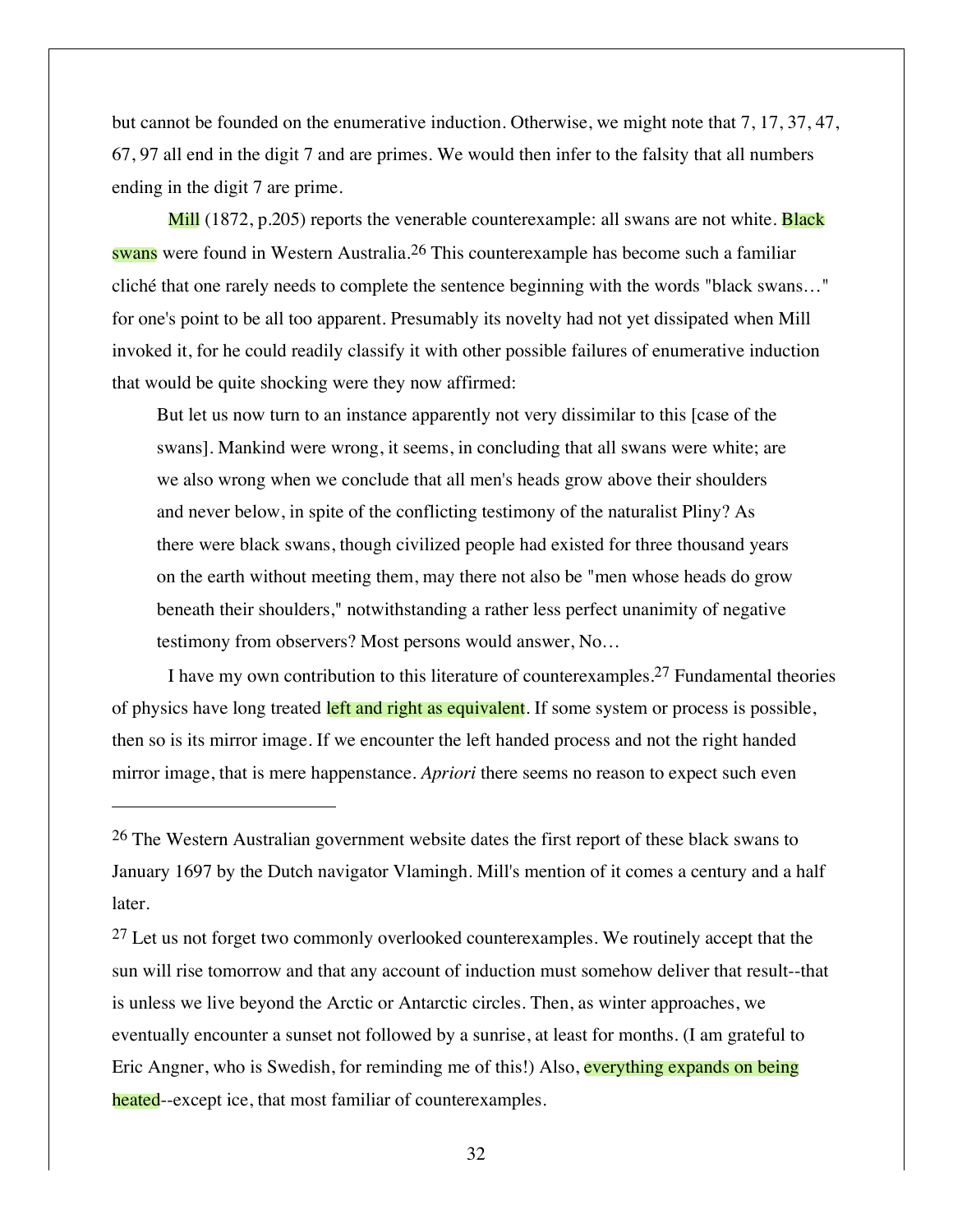but cannot be founded on the enumerative induction. Otherwise, we might note that 7, 17, 37, 47, 67, 97 all end in the digit 7 and are primes. We would then infer to the falsity that all numbers ending in the digit 7 are prime.

Mill (1872, p.205) reports the venerable counterexample: all swans are not white. Black swans were found in Western Australia.[26] This counterexample has become such a familiar cliché that one rarely needs to complete the sentence beginning with the words "black swans…" for one's point to be all too apparent. Presumably its novelty had not yet dissipated when Mill invoked it, for he could readily classify it with other possible failures of enumerative induction that would be quite shocking were they now affirmed:

> But let us now turn to an instance apparently not very dissimilar to this [case of the swans]. Mankind were wrong, it seems, in concluding that all swans were white; are we also wrong when we conclude that all men's heads grow above their shoulders and never below, in spite of the conflicting testimony of the naturalist Pliny? As there were black swans, though civilized people had existed for three thousand years on the earth without meeting them, may there not also be "men whose heads do grow beneath their shoulders," notwithstanding a rather less perfect unanimity of negative testimony from observers? Most persons would answer, No…

I have my own contribution to this literature of counterexamples.[27] Fundamental theories of physics have long treated left and right as equivalent. If some system or process is possible, then so is its mirror image. If we encounter the left handed process and not the right handed mirror image, that is mere happenstance. *Apriori* there seems no reason to expect such even

---

[26] The Western Australian government website dates the first report of these black swans to January 1697 by the Dutch navigator Vlamingh. Mill's mention of it comes a century and a half later.

[27] Let us not forget two commonly overlooked counterexamples. We routinely accept that the sun will rise tomorrow and that any account of induction must somehow deliver that result--that is unless we live beyond the Arctic or Antarctic circles. Then, as winter approaches, we eventually encounter a sunset not followed by a sunrise, at least for months. (I am grateful to Eric Angner, who is Swedish, for reminding me of this!) Also, everything expands on being heated--except ice, that most familiar of counterexamples.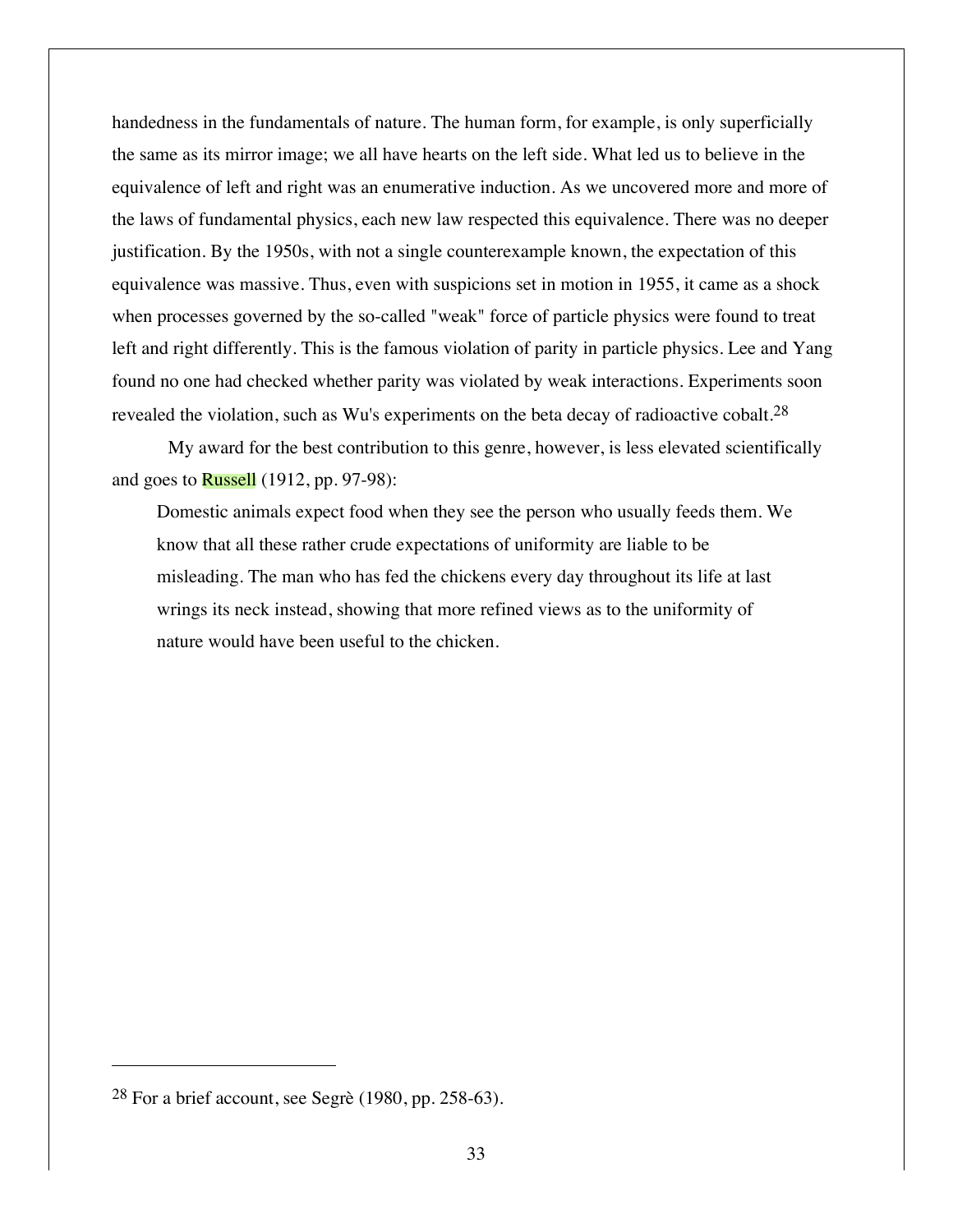handedness in the fundamentals of nature. The human form, for example, is only superficially the same as its mirror image; we all have hearts on the left side. What led us to believe in the equivalence of left and right was an enumerative induction. As we uncovered more and more of the laws of fundamental physics, each new law respected this equivalence. There was no deeper justification. By the 1950s, with not a single counterexample known, the expectation of this equivalence was massive. Thus, even with suspicions set in motion in 1955, it came as a shock when processes governed by the so-called "weak" force of particle physics were found to treat left and right differently. This is the famous violation of parity in particle physics. Lee and Yang found no one had checked whether parity was violated by weak interactions. Experiments soon revealed the violation, such as Wu's experiments on the beta decay of radioactive cobalt.[28]

My award for the best contribution to this genre, however, is less elevated scientifically and goes to Russell (1912, pp. 97-98):

> Domestic animals expect food when they see the person who usually feeds them. We know that all these rather crude expectations of uniformity are liable to be misleading. The man who has fed the chickens every day throughout its life at last wrings its neck instead, showing that more refined views as to the uniformity of nature would have been useful to the chicken.

---

[28] For a brief account, see Segrè (1980, pp. 258-63).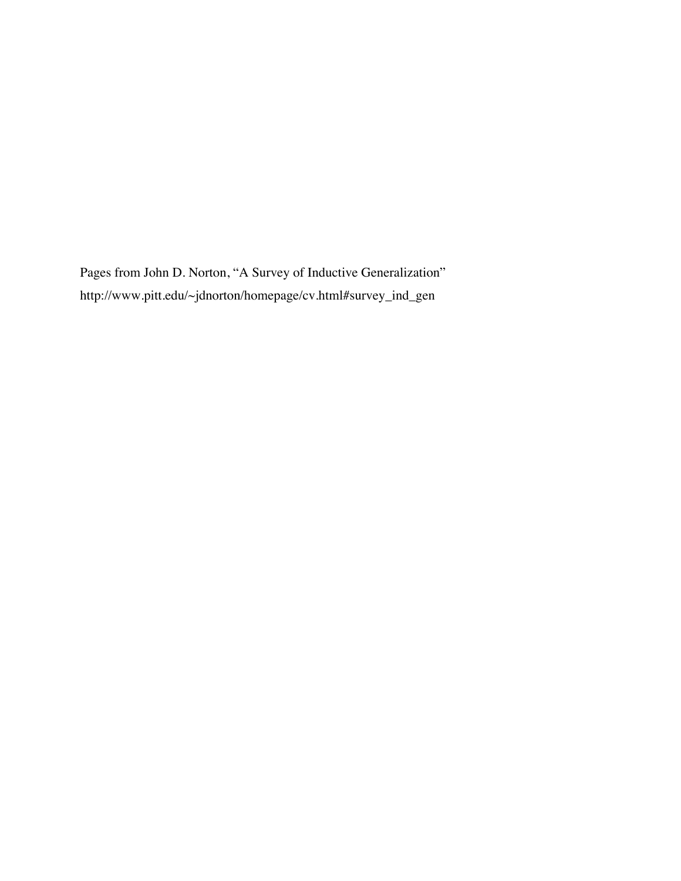Pages from John D. Norton, "A Survey of Inductive Generalization"
http://www.pitt.edu/~jdnorton/homepage/cv.html#survey_ind_gen